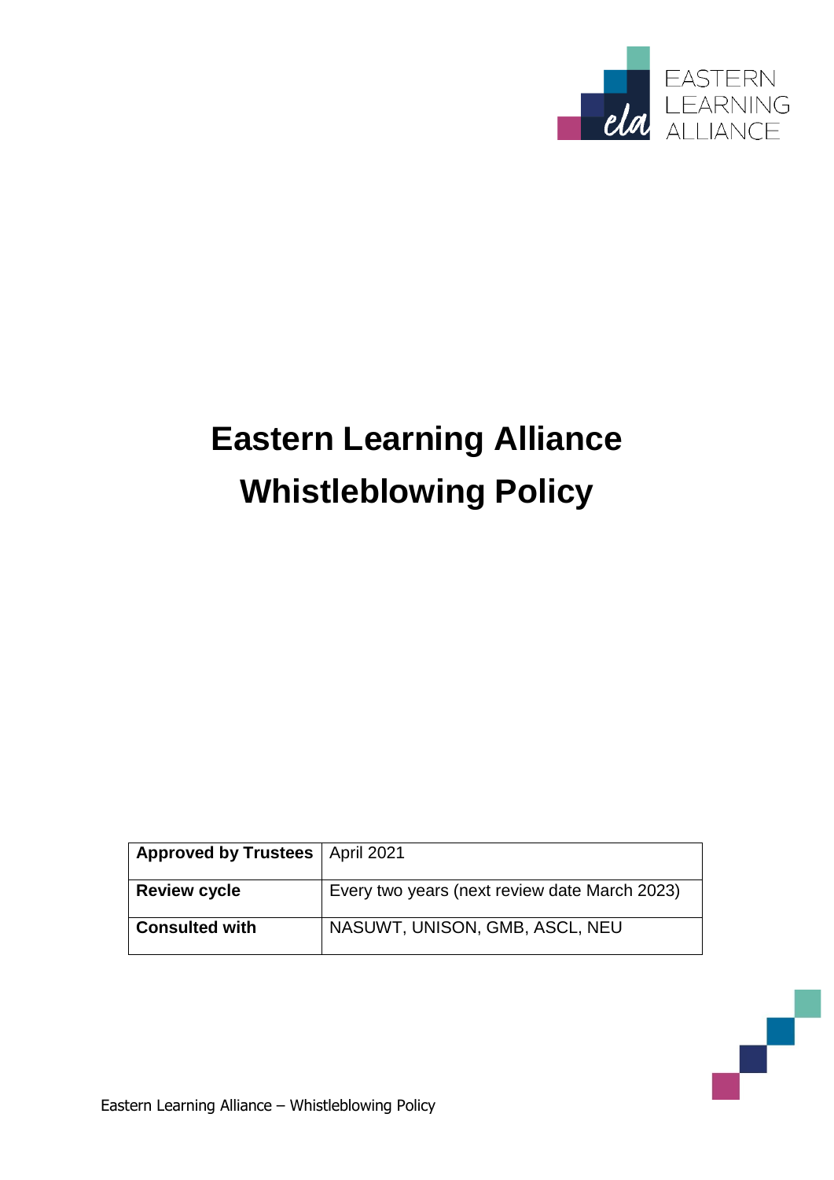# Eastern Learning Alliance Whistleblowing Policy

| Approved by Trustees | April 2021 |
| --- | --- |
| Review cycle | Every two years (next review date March 2023) |
| Consulted with | NASUWT, UNISON, GMB, ASCL, NEU |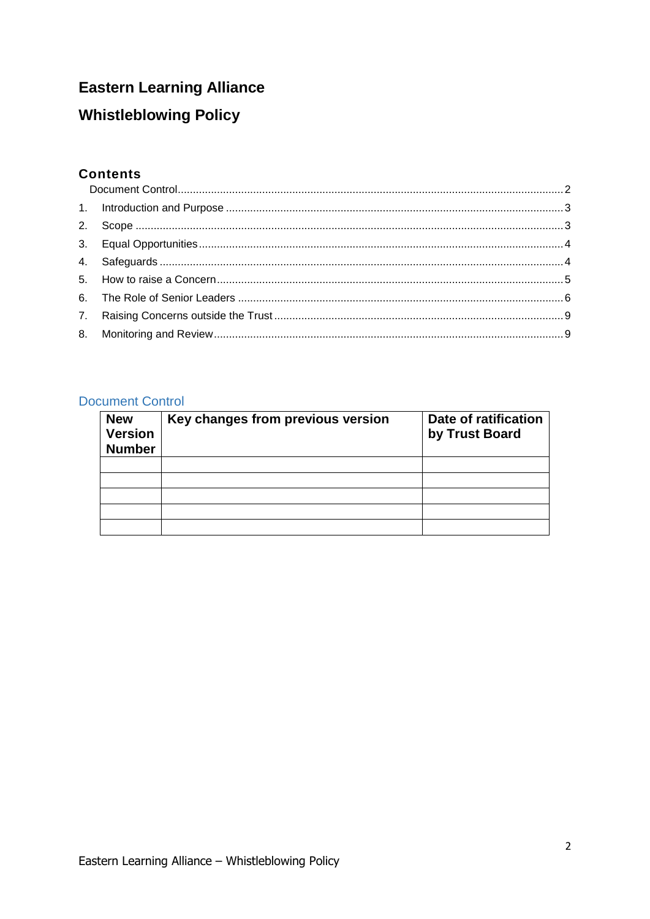# Eastern Learning Alliance

# Whistleblowing Policy

## Contents

Document Control ..... 2
1. Introduction and Purpose ..... 3
2. Scope ..... 3
3. Equal Opportunities ..... 4
4. Safeguards ..... 4
5. How to raise a Concern ..... 5
6. The Role of Senior Leaders ..... 6
7. Raising Concerns outside the Trust ..... 9
8. Monitoring and Review ..... 9

## Document Control

| New Version Number | Key changes from previous version | Date of ratification by Trust Board |
|---|---|---|
| | | |
| | | |
| | | |
| | | |
| | | |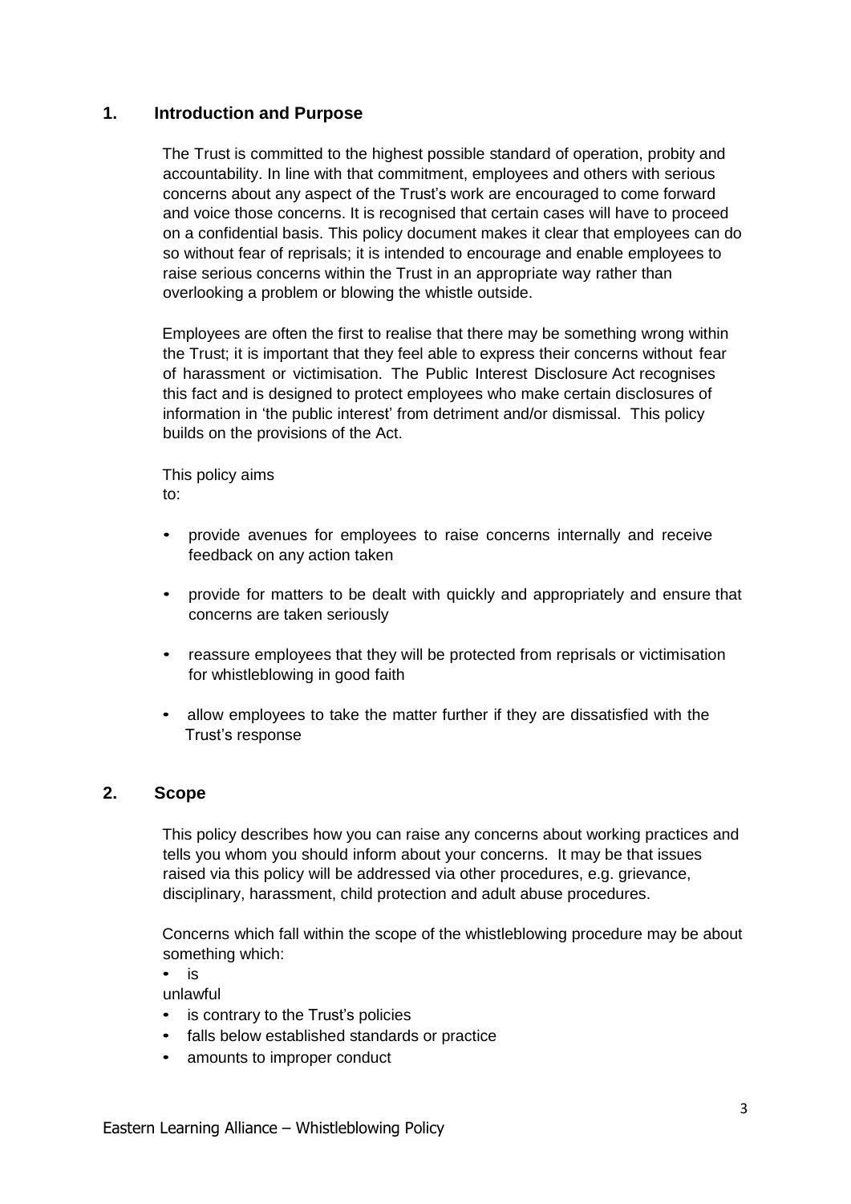## 1. Introduction and Purpose

The Trust is committed to the highest possible standard of operation, probity and accountability. In line with that commitment, employees and others with serious concerns about any aspect of the Trust's work are encouraged to come forward and voice those concerns. It is recognised that certain cases will have to proceed on a confidential basis. This policy document makes it clear that employees can do so without fear of reprisals; it is intended to encourage and enable employees to raise serious concerns within the Trust in an appropriate way rather than overlooking a problem or blowing the whistle outside.

Employees are often the first to realise that there may be something wrong within the Trust; it is important that they feel able to express their concerns without fear of harassment or victimisation. The Public Interest Disclosure Act recognises this fact and is designed to protect employees who make certain disclosures of information in 'the public interest' from detriment and/or dismissal. This policy builds on the provisions of the Act.

This policy aims to:

- provide avenues for employees to raise concerns internally and receive feedback on any action taken
- provide for matters to be dealt with quickly and appropriately and ensure that concerns are taken seriously
- reassure employees that they will be protected from reprisals or victimisation for whistleblowing in good faith
- allow employees to take the matter further if they are dissatisfied with the Trust's response

## 2. Scope

This policy describes how you can raise any concerns about working practices and tells you whom you should inform about your concerns. It may be that issues raised via this policy will be addressed via other procedures, e.g. grievance, disciplinary, harassment, child protection and adult abuse procedures.

Concerns which fall within the scope of the whistleblowing procedure may be about something which:

- is unlawful
- is contrary to the Trust's policies
- falls below established standards or practice
- amounts to improper conduct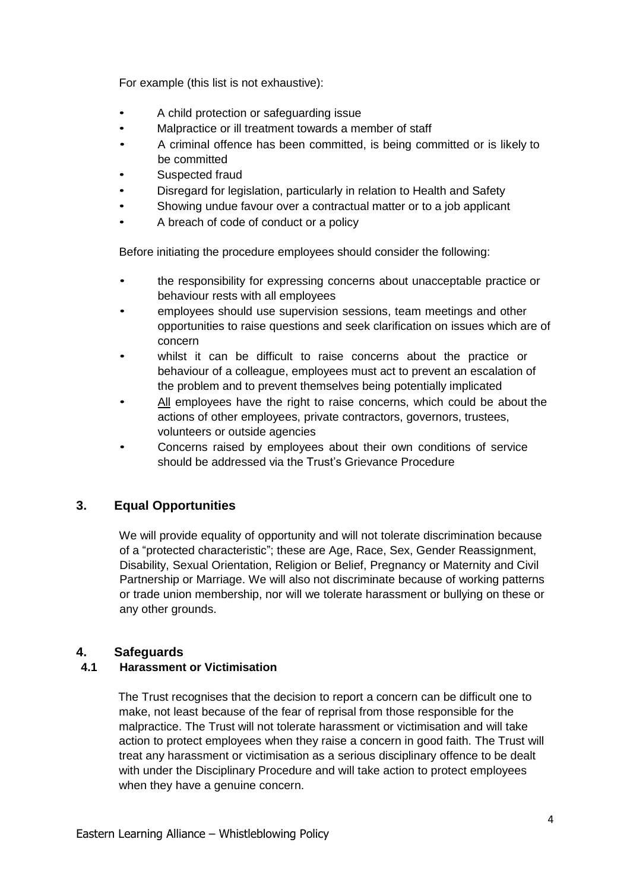For example (this list is not exhaustive):

- A child protection or safeguarding issue
- Malpractice or ill treatment towards a member of staff
- A criminal offence has been committed, is being committed or is likely to be committed
- Suspected fraud
- Disregard for legislation, particularly in relation to Health and Safety
- Showing undue favour over a contractual matter or to a job applicant
- A breach of code of conduct or a policy

Before initiating the procedure employees should consider the following:

- the responsibility for expressing concerns about unacceptable practice or behaviour rests with all employees
- employees should use supervision sessions, team meetings and other opportunities to raise questions and seek clarification on issues which are of concern
- whilst it can be difficult to raise concerns about the practice or behaviour of a colleague, employees must act to prevent an escalation of the problem and to prevent themselves being potentially implicated
- <u>All</u> employees have the right to raise concerns, which could be about the actions of other employees, private contractors, governors, trustees, volunteers or outside agencies
- Concerns raised by employees about their own conditions of service should be addressed via the Trust's Grievance Procedure

## 3. Equal Opportunities

We will provide equality of opportunity and will not tolerate discrimination because of a "protected characteristic"; these are Age, Race, Sex, Gender Reassignment, Disability, Sexual Orientation, Religion or Belief, Pregnancy or Maternity and Civil Partnership or Marriage. We will also not discriminate because of working patterns or trade union membership, nor will we tolerate harassment or bullying on these or any other grounds.

## 4. Safeguards

### 4.1 Harassment or Victimisation

The Trust recognises that the decision to report a concern can be difficult one to make, not least because of the fear of reprisal from those responsible for the malpractice. The Trust will not tolerate harassment or victimisation and will take action to protect employees when they raise a concern in good faith. The Trust will treat any harassment or victimisation as a serious disciplinary offence to be dealt with under the Disciplinary Procedure and will take action to protect employees when they have a genuine concern.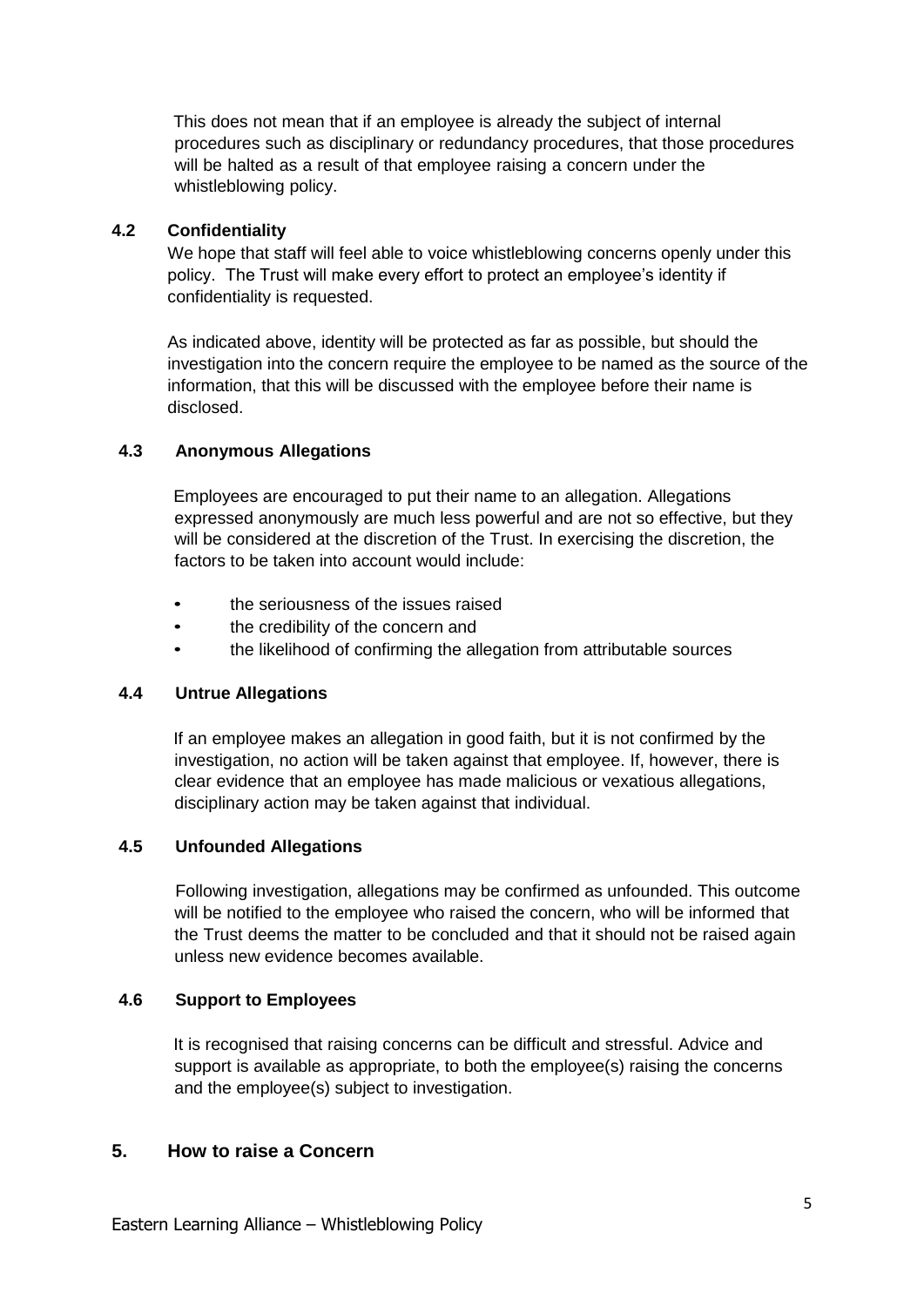This does not mean that if an employee is already the subject of internal procedures such as disciplinary or redundancy procedures, that those procedures will be halted as a result of that employee raising a concern under the whistleblowing policy.

### 4.2 Confidentiality

We hope that staff will feel able to voice whistleblowing concerns openly under this policy. The Trust will make every effort to protect an employee's identity if confidentiality is requested.

As indicated above, identity will be protected as far as possible, but should the investigation into the concern require the employee to be named as the source of the information, that this will be discussed with the employee before their name is disclosed.

### 4.3 Anonymous Allegations

Employees are encouraged to put their name to an allegation. Allegations expressed anonymously are much less powerful and are not so effective, but they will be considered at the discretion of the Trust. In exercising the discretion, the factors to be taken into account would include:

- the seriousness of the issues raised
- the credibility of the concern and
- the likelihood of confirming the allegation from attributable sources

### 4.4 Untrue Allegations

If an employee makes an allegation in good faith, but it is not confirmed by the investigation, no action will be taken against that employee. If, however, there is clear evidence that an employee has made malicious or vexatious allegations, disciplinary action may be taken against that individual.

### 4.5 Unfounded Allegations

Following investigation, allegations may be confirmed as unfounded. This outcome will be notified to the employee who raised the concern, who will be informed that the Trust deems the matter to be concluded and that it should not be raised again unless new evidence becomes available.

### 4.6 Support to Employees

It is recognised that raising concerns can be difficult and stressful. Advice and support is available as appropriate, to both the employee(s) raising the concerns and the employee(s) subject to investigation.

## 5. How to raise a Concern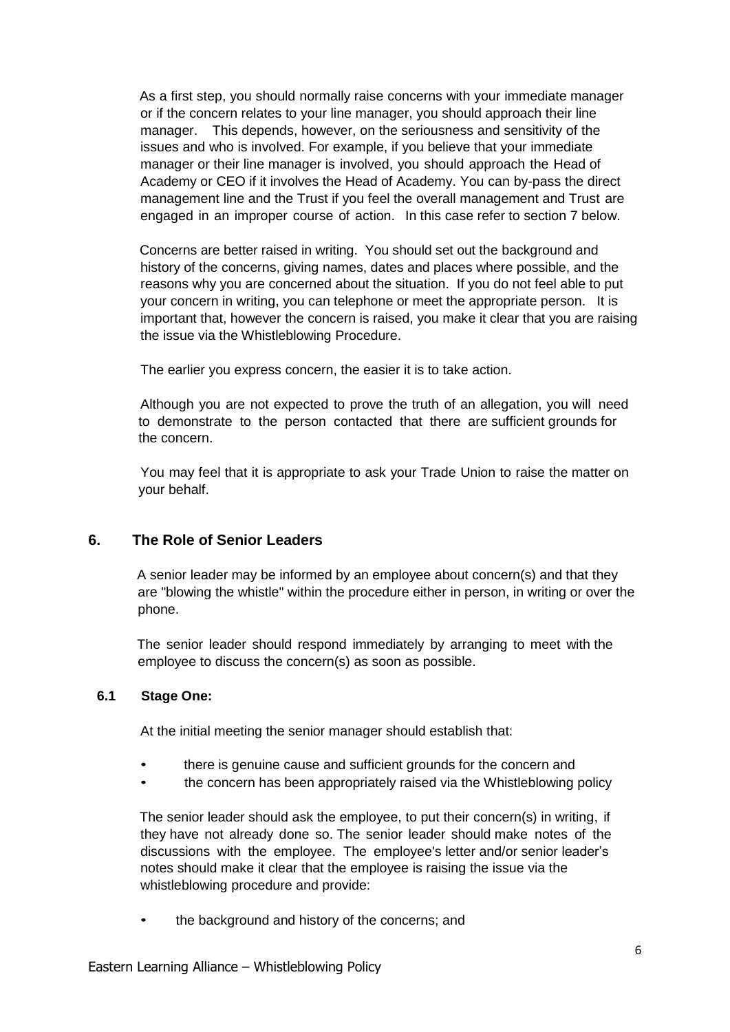As a first step, you should normally raise concerns with your immediate manager or if the concern relates to your line manager, you should approach their line manager. This depends, however, on the seriousness and sensitivity of the issues and who is involved. For example, if you believe that your immediate manager or their line manager is involved, you should approach the Head of Academy or CEO if it involves the Head of Academy. You can by-pass the direct management line and the Trust if you feel the overall management and Trust are engaged in an improper course of action. In this case refer to section 7 below.

Concerns are better raised in writing. You should set out the background and history of the concerns, giving names, dates and places where possible, and the reasons why you are concerned about the situation. If you do not feel able to put your concern in writing, you can telephone or meet the appropriate person. It is important that, however the concern is raised, you make it clear that you are raising the issue via the Whistleblowing Procedure.

The earlier you express concern, the easier it is to take action.

Although you are not expected to prove the truth of an allegation, you will need to demonstrate to the person contacted that there are sufficient grounds for the concern.

You may feel that it is appropriate to ask your Trade Union to raise the matter on your behalf.

## 6. The Role of Senior Leaders

A senior leader may be informed by an employee about concern(s) and that they are "blowing the whistle" within the procedure either in person, in writing or over the phone.

The senior leader should respond immediately by arranging to meet with the employee to discuss the concern(s) as soon as possible.

### 6.1 Stage One:

At the initial meeting the senior manager should establish that:

- there is genuine cause and sufficient grounds for the concern and
- the concern has been appropriately raised via the Whistleblowing policy

The senior leader should ask the employee, to put their concern(s) in writing, if they have not already done so. The senior leader should make notes of the discussions with the employee. The employee's letter and/or senior leader's notes should make it clear that the employee is raising the issue via the whistleblowing procedure and provide:

- the background and history of the concerns; and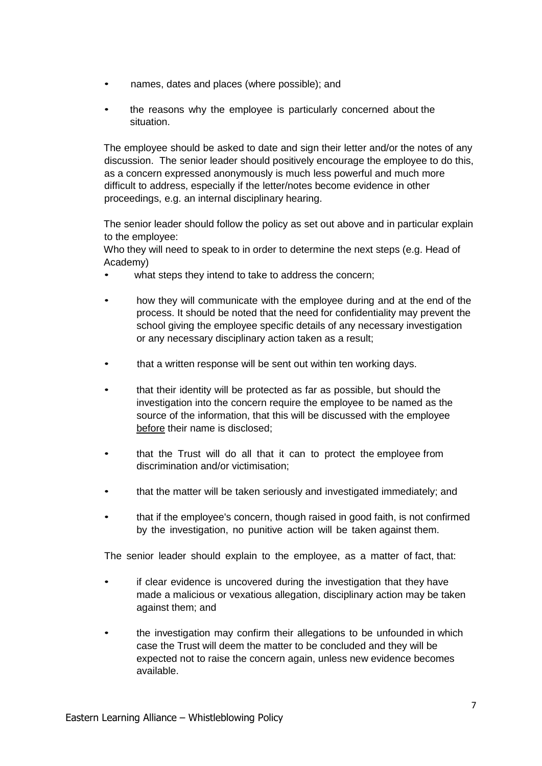- names, dates and places (where possible); and
- the reasons why the employee is particularly concerned about the situation.

The employee should be asked to date and sign their letter and/or the notes of any discussion. The senior leader should positively encourage the employee to do this, as a concern expressed anonymously is much less powerful and much more difficult to address, especially if the letter/notes become evidence in other proceedings, e.g. an internal disciplinary hearing.

The senior leader should follow the policy as set out above and in particular explain to the employee:

Who they will need to speak to in order to determine the next steps (e.g. Head of Academy)

- what steps they intend to take to address the concern;
- how they will communicate with the employee during and at the end of the process. It should be noted that the need for confidentiality may prevent the school giving the employee specific details of any necessary investigation or any necessary disciplinary action taken as a result;
- that a written response will be sent out within ten working days.
- that their identity will be protected as far as possible, but should the investigation into the concern require the employee to be named as the source of the information, that this will be discussed with the employee <u>before</u> their name is disclosed;
- that the Trust will do all that it can to protect the employee from discrimination and/or victimisation;
- that the matter will be taken seriously and investigated immediately; and
- that if the employee's concern, though raised in good faith, is not confirmed by the investigation, no punitive action will be taken against them.

The senior leader should explain to the employee, as a matter of fact, that:

- if clear evidence is uncovered during the investigation that they have made a malicious or vexatious allegation, disciplinary action may be taken against them; and
- the investigation may confirm their allegations to be unfounded in which case the Trust will deem the matter to be concluded and they will be expected not to raise the concern again, unless new evidence becomes available.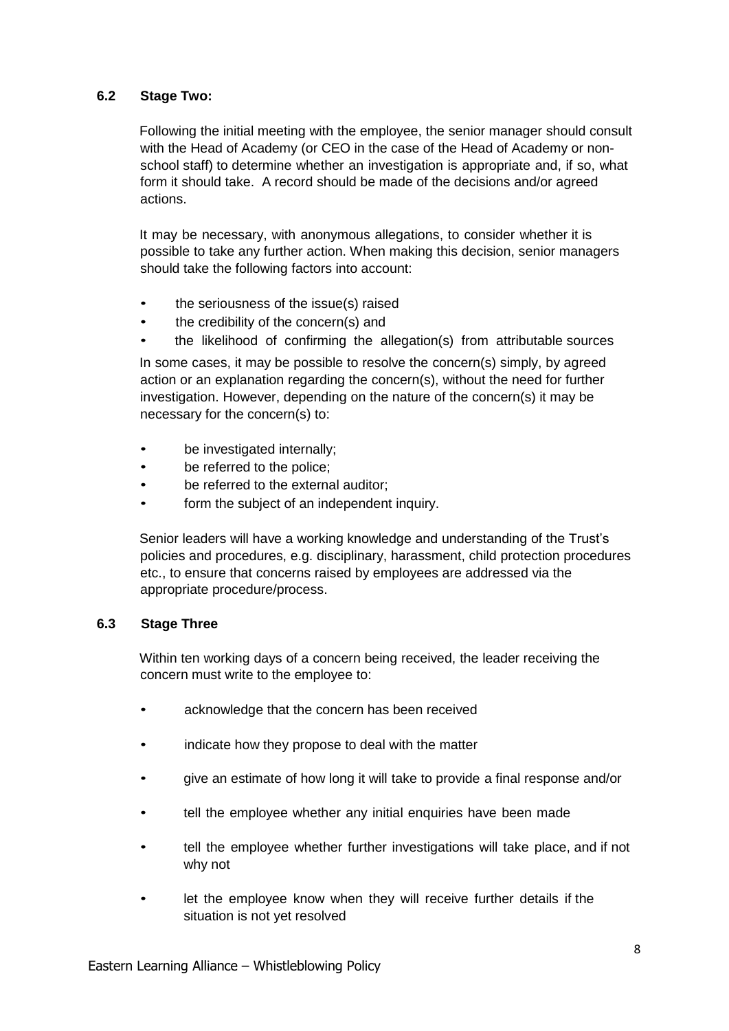### 6.2 Stage Two:

Following the initial meeting with the employee, the senior manager should consult with the Head of Academy (or CEO in the case of the Head of Academy or non-school staff) to determine whether an investigation is appropriate and, if so, what form it should take. A record should be made of the decisions and/or agreed actions.

It may be necessary, with anonymous allegations, to consider whether it is possible to take any further action. When making this decision, senior managers should take the following factors into account:

- the seriousness of the issue(s) raised
- the credibility of the concern(s) and
- the likelihood of confirming the allegation(s) from attributable sources

In some cases, it may be possible to resolve the concern(s) simply, by agreed action or an explanation regarding the concern(s), without the need for further investigation. However, depending on the nature of the concern(s) it may be necessary for the concern(s) to:

- be investigated internally;
- be referred to the police;
- be referred to the external auditor;
- form the subject of an independent inquiry.

Senior leaders will have a working knowledge and understanding of the Trust's policies and procedures, e.g. disciplinary, harassment, child protection procedures etc., to ensure that concerns raised by employees are addressed via the appropriate procedure/process.

### 6.3 Stage Three

Within ten working days of a concern being received, the leader receiving the concern must write to the employee to:

- acknowledge that the concern has been received
- indicate how they propose to deal with the matter
- give an estimate of how long it will take to provide a final response and/or
- tell the employee whether any initial enquiries have been made
- tell the employee whether further investigations will take place, and if not why not
- let the employee know when they will receive further details if the situation is not yet resolved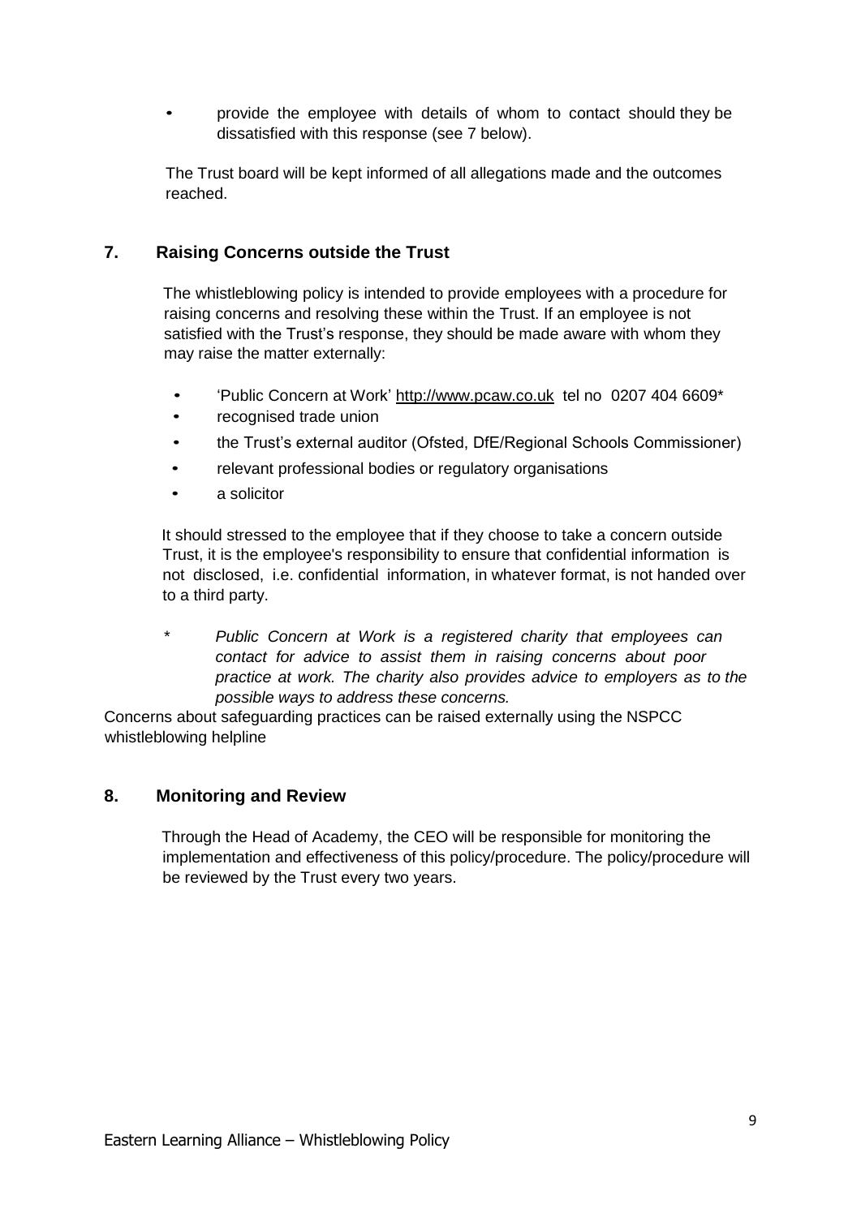- provide the employee with details of whom to contact should they be dissatisfied with this response (see 7 below).

The Trust board will be kept informed of all allegations made and the outcomes reached.

## 7. Raising Concerns outside the Trust

The whistleblowing policy is intended to provide employees with a procedure for raising concerns and resolving these within the Trust. If an employee is not satisfied with the Trust's response, they should be made aware with whom they may raise the matter externally:

- 'Public Concern at Work' http://www.pcaw.co.uk tel no 0207 404 6609*
- recognised trade union
- the Trust's external auditor (Ofsted, DfE/Regional Schools Commissioner)
- relevant professional bodies or regulatory organisations
- a solicitor

It should stressed to the employee that if they choose to take a concern outside Trust, it is the employee's responsibility to ensure that confidential information is not disclosed, i.e. confidential information, in whatever format, is not handed over to a third party.

\* *Public Concern at Work is a registered charity that employees can contact for advice to assist them in raising concerns about poor practice at work. The charity also provides advice to employers as to the possible ways to address these concerns.*

Concerns about safeguarding practices can be raised externally using the NSPCC whistleblowing helpline

## 8. Monitoring and Review

Through the Head of Academy, the CEO will be responsible for monitoring the implementation and effectiveness of this policy/procedure. The policy/procedure will be reviewed by the Trust every two years.